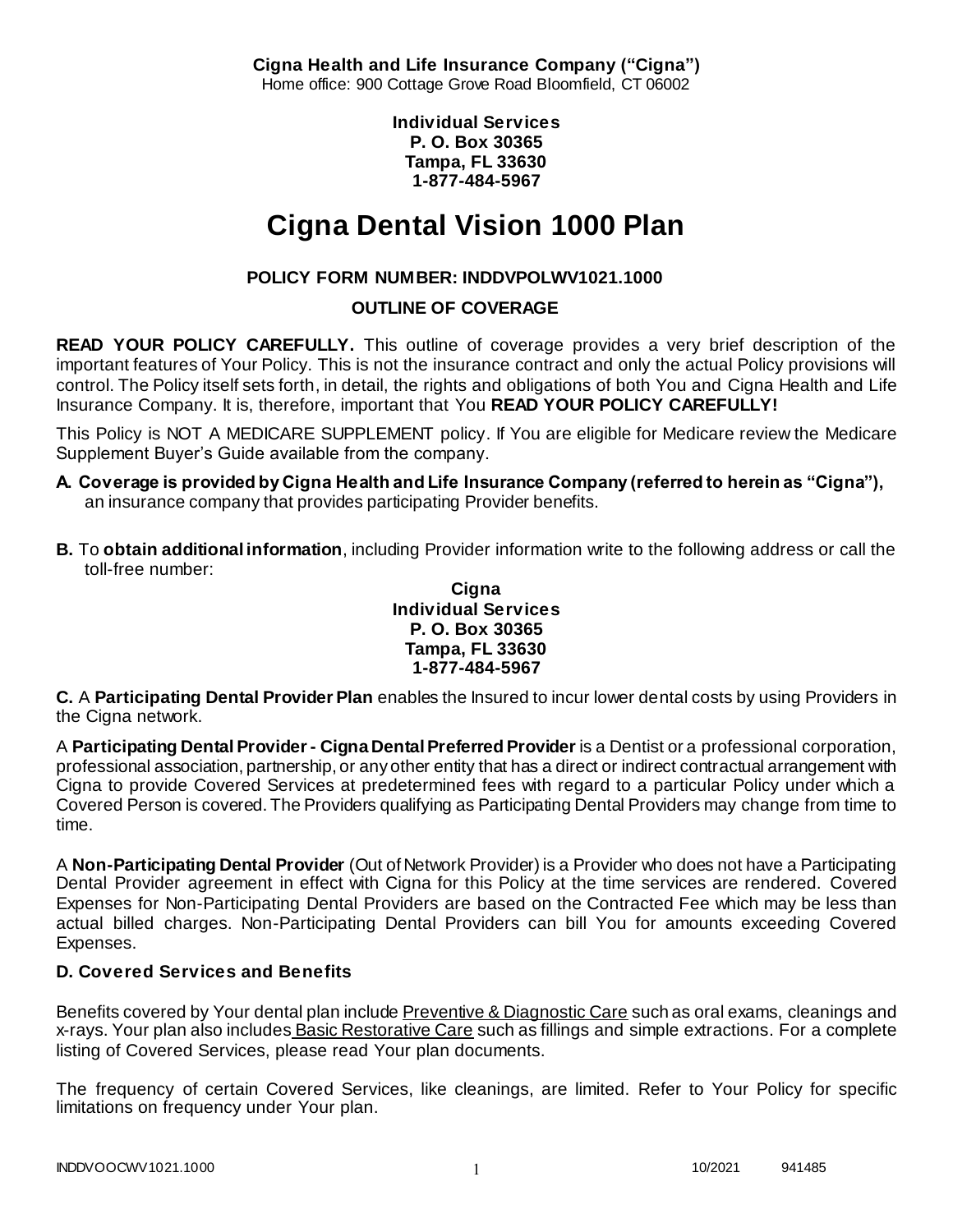**Cigna Health and Life Insurance Company ("Cigna")**
Home office: 900 Cottage Grove Road Bloomfield, CT 06002

**Individual Services**
**P. O. Box 30365**
**Tampa, FL 33630**
**1-877-484-5967**

# Cigna Dental Vision 1000 Plan

### POLICY FORM NUMBER: INDDVPOLWV1021.1000

### OUTLINE OF COVERAGE

**READ YOUR POLICY CAREFULLY.** This outline of coverage provides a very brief description of the important features of Your Policy. This is not the insurance contract and only the actual Policy provisions will control. The Policy itself sets forth, in detail, the rights and obligations of both You and Cigna Health and Life Insurance Company. It is, therefore, important that You **READ YOUR POLICY CAREFULLY!**

This Policy is NOT A MEDICARE SUPPLEMENT policy. If You are eligible for Medicare review the Medicare Supplement Buyer's Guide available from the company.

**A. Coverage is provided by Cigna Health and Life Insurance Company (referred to herein as "Cigna"),** an insurance company that provides participating Provider benefits.

**B.** To **obtain additional information**, including Provider information write to the following address or call the toll-free number:

**Cigna**
**Individual Services**
**P. O. Box 30365**
**Tampa, FL 33630**
**1-877-484-5967**

**C.** A **Participating Dental Provider Plan** enables the Insured to incur lower dental costs by using Providers in the Cigna network.

A **Participating Dental Provider - Cigna Dental Preferred Provider** is a Dentist or a professional corporation, professional association, partnership, or any other entity that has a direct or indirect contractual arrangement with Cigna to provide Covered Services at predetermined fees with regard to a particular Policy under which a Covered Person is covered. The Providers qualifying as Participating Dental Providers may change from time to time.

A **Non-Participating Dental Provider** (Out of Network Provider) is a Provider who does not have a Participating Dental Provider agreement in effect with Cigna for this Policy at the time services are rendered. Covered Expenses for Non-Participating Dental Providers are based on the Contracted Fee which may be less than actual billed charges. Non-Participating Dental Providers can bill You for amounts exceeding Covered Expenses.

### D. Covered Services and Benefits

Benefits covered by Your dental plan include Preventive & Diagnostic Care such as oral exams, cleanings and x-rays. Your plan also includes Basic Restorative Care such as fillings and simple extractions. For a complete listing of Covered Services, please read Your plan documents.

The frequency of certain Covered Services, like cleanings, are limited. Refer to Your Policy for specific limitations on frequency under Your plan.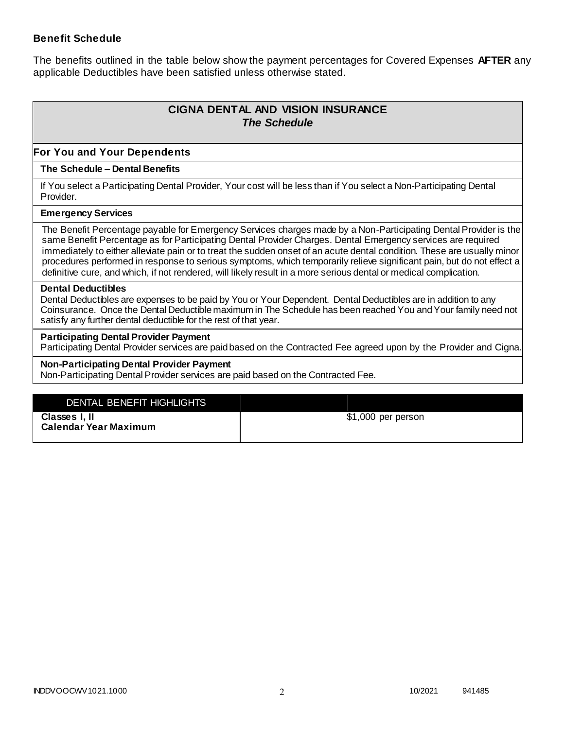### Benefit Schedule

The benefits outlined in the table below show the payment percentages for Covered Expenses **AFTER** any applicable Deductibles have been satisfied unless otherwise stated.

## CIGNA DENTAL AND VISION INSURANCE
### *The Schedule*

**For You and Your Dependents**

**The Schedule – Dental Benefits**

If You select a Participating Dental Provider, Your cost will be less than if You select a Non-Participating Dental Provider.

**Emergency Services**

The Benefit Percentage payable for Emergency Services charges made by a Non-Participating Dental Provider is the same Benefit Percentage as for Participating Dental Provider Charges. Dental Emergency services are required immediately to either alleviate pain or to treat the sudden onset of an acute dental condition. These are usually minor procedures performed in response to serious symptoms, which temporarily relieve significant pain, but do not effect a definitive cure, and which, if not rendered, will likely result in a more serious dental or medical complication.

**Dental Deductibles**

Dental Deductibles are expenses to be paid by You or Your Dependent. Dental Deductibles are in addition to any Coinsurance. Once the Dental Deductible maximum in The Schedule has been reached You and Your family need not satisfy any further dental deductible for the rest of that year.

**Participating Dental Provider Payment**

Participating Dental Provider services are paid based on the Contracted Fee agreed upon by the Provider and Cigna.

**Non-Participating Dental Provider Payment**

Non-Participating Dental Provider services are paid based on the Contracted Fee.

| DENTAL BENEFIT HIGHLIGHTS | |
| --- | --- |
| **Classes I, II Calendar Year Maximum** | $1,000 per person |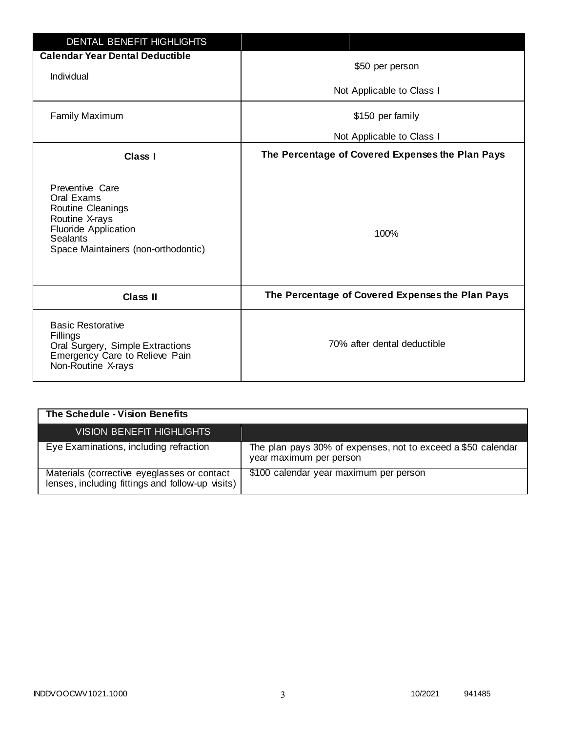| DENTAL BENEFIT HIGHLIGHTS | |
|---|---|
| **Calendar Year Dental Deductible** | |
| Individual | \$50 per person<br><br>Not Applicable to Class I |
| Family Maximum | \$150 per family<br><br>Not Applicable to Class I |
| **Class I** | **The Percentage of Covered Expenses the Plan Pays** |
| Preventive Care<br>Oral Exams<br>Routine Cleanings<br>Routine X-rays<br>Fluoride Application<br>Sealants<br>Space Maintainers (non-orthodontic) | 100% |
| **Class II** | **The Percentage of Covered Expenses the Plan Pays** |
| Basic Restorative<br>Fillings<br>Oral Surgery, Simple Extractions<br>Emergency Care to Relieve Pain<br>Non-Routine X-rays | 70% after dental deductible |

**The Schedule - Vision Benefits**

| VISION BENEFIT HIGHLIGHTS | |
|---|---|
| Eye Examinations, including refraction | The plan pays 30% of expenses, not to exceed a \$50 calendar year maximum per person |
| Materials (corrective eyeglasses or contact lenses, including fittings and follow-up visits) | \$100 calendar year maximum per person |

INDDVOOCWV1021.1000 10/2021 941485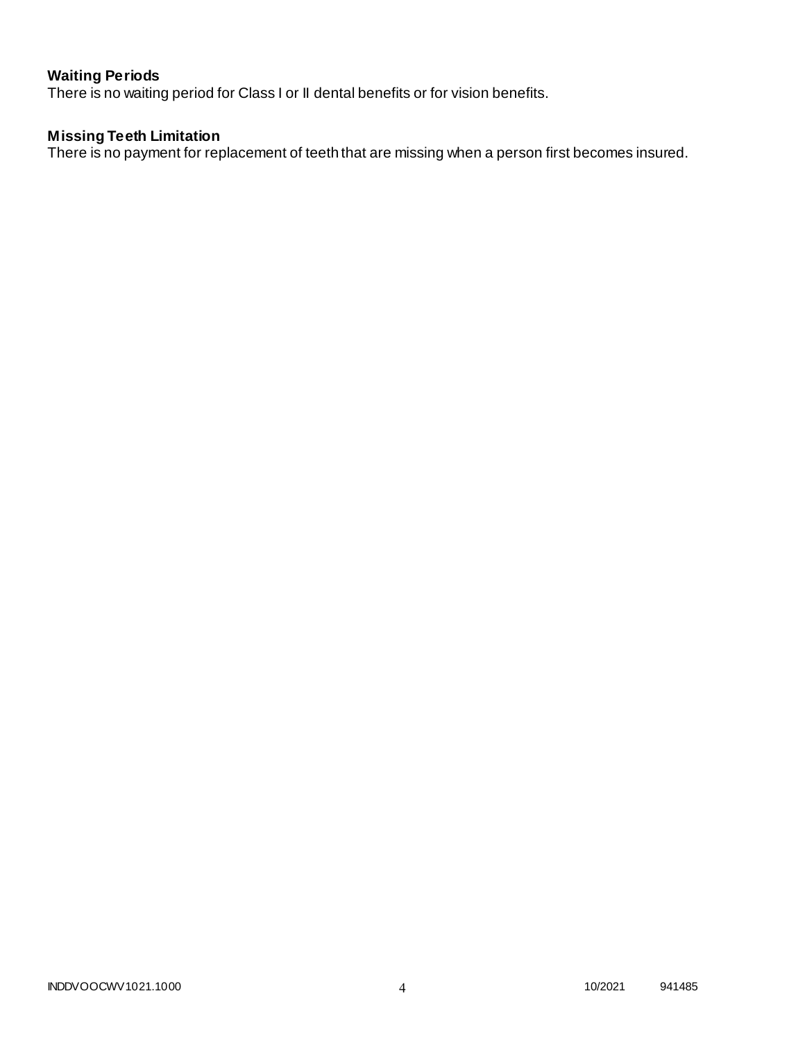**Waiting Periods**
There is no waiting period for Class I or II dental benefits or for vision benefits.

**Missing Teeth Limitation**
There is no payment for replacement of teeth that are missing when a person first becomes insured.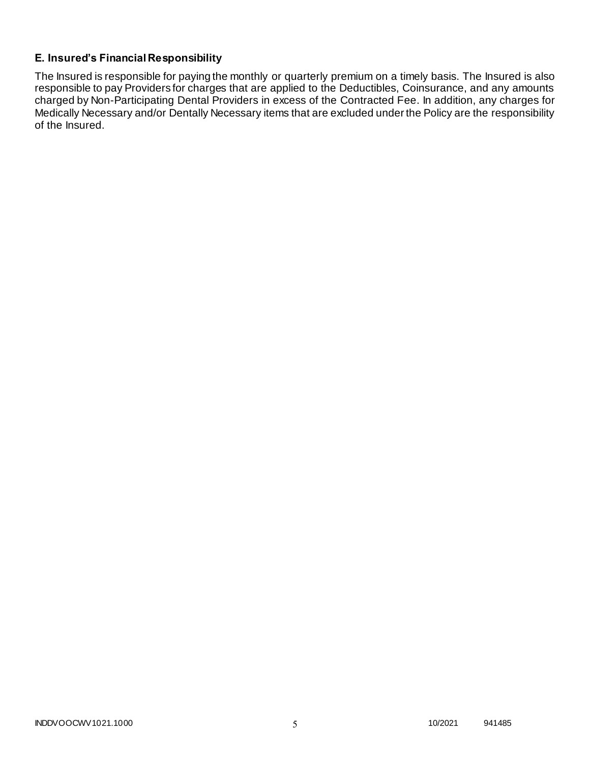### E. Insured's Financial Responsibility

The Insured is responsible for paying the monthly or quarterly premium on a timely basis. The Insured is also responsible to pay Providers for charges that are applied to the Deductibles, Coinsurance, and any amounts charged by Non-Participating Dental Providers in excess of the Contracted Fee. In addition, any charges for Medically Necessary and/or Dentally Necessary items that are excluded under the Policy are the responsibility of the Insured.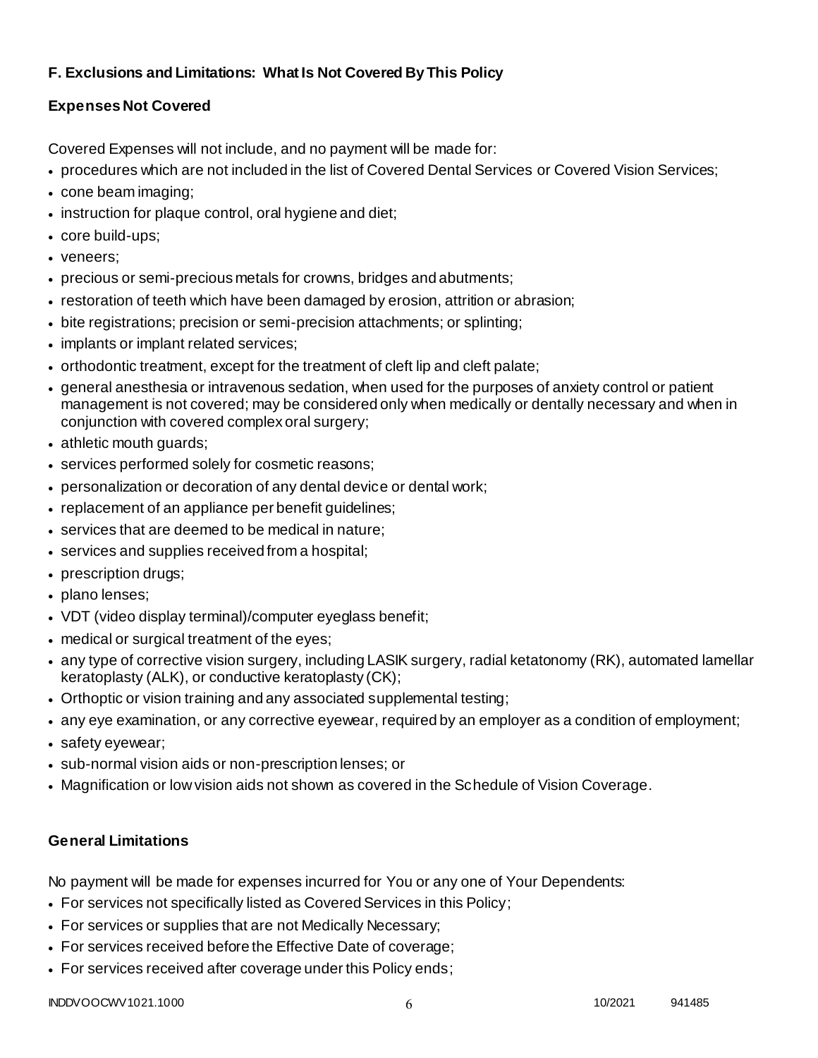### F. Exclusions and Limitations: What Is Not Covered By This Policy

#### Expenses Not Covered

Covered Expenses will not include, and no payment will be made for:

- procedures which are not included in the list of Covered Dental Services or Covered Vision Services;
- cone beam imaging;
- instruction for plaque control, oral hygiene and diet;
- core build-ups;
- veneers;
- precious or semi-precious metals for crowns, bridges and abutments;
- restoration of teeth which have been damaged by erosion, attrition or abrasion;
- bite registrations; precision or semi-precision attachments; or splinting;
- implants or implant related services;
- orthodontic treatment, except for the treatment of cleft lip and cleft palate;
- general anesthesia or intravenous sedation, when used for the purposes of anxiety control or patient management is not covered; may be considered only when medically or dentally necessary and when in conjunction with covered complex oral surgery;
- athletic mouth guards;
- services performed solely for cosmetic reasons;
- personalization or decoration of any dental device or dental work;
- replacement of an appliance per benefit guidelines;
- services that are deemed to be medical in nature;
- services and supplies received from a hospital;
- prescription drugs;
- plano lenses;
- VDT (video display terminal)/computer eyeglass benefit;
- medical or surgical treatment of the eyes;
- any type of corrective vision surgery, including LASIK surgery, radial ketatonomy (RK), automated lamellar keratoplasty (ALK), or conductive keratoplasty (CK);
- Orthoptic or vision training and any associated supplemental testing;
- any eye examination, or any corrective eyewear, required by an employer as a condition of employment;
- safety eyewear;
- sub-normal vision aids or non-prescription lenses; or
- Magnification or low vision aids not shown as covered in the Schedule of Vision Coverage.

#### General Limitations

No payment will be made for expenses incurred for You or any one of Your Dependents:

- For services not specifically listed as Covered Services in this Policy;
- For services or supplies that are not Medically Necessary;
- For services received before the Effective Date of coverage;
- For services received after coverage under this Policy ends;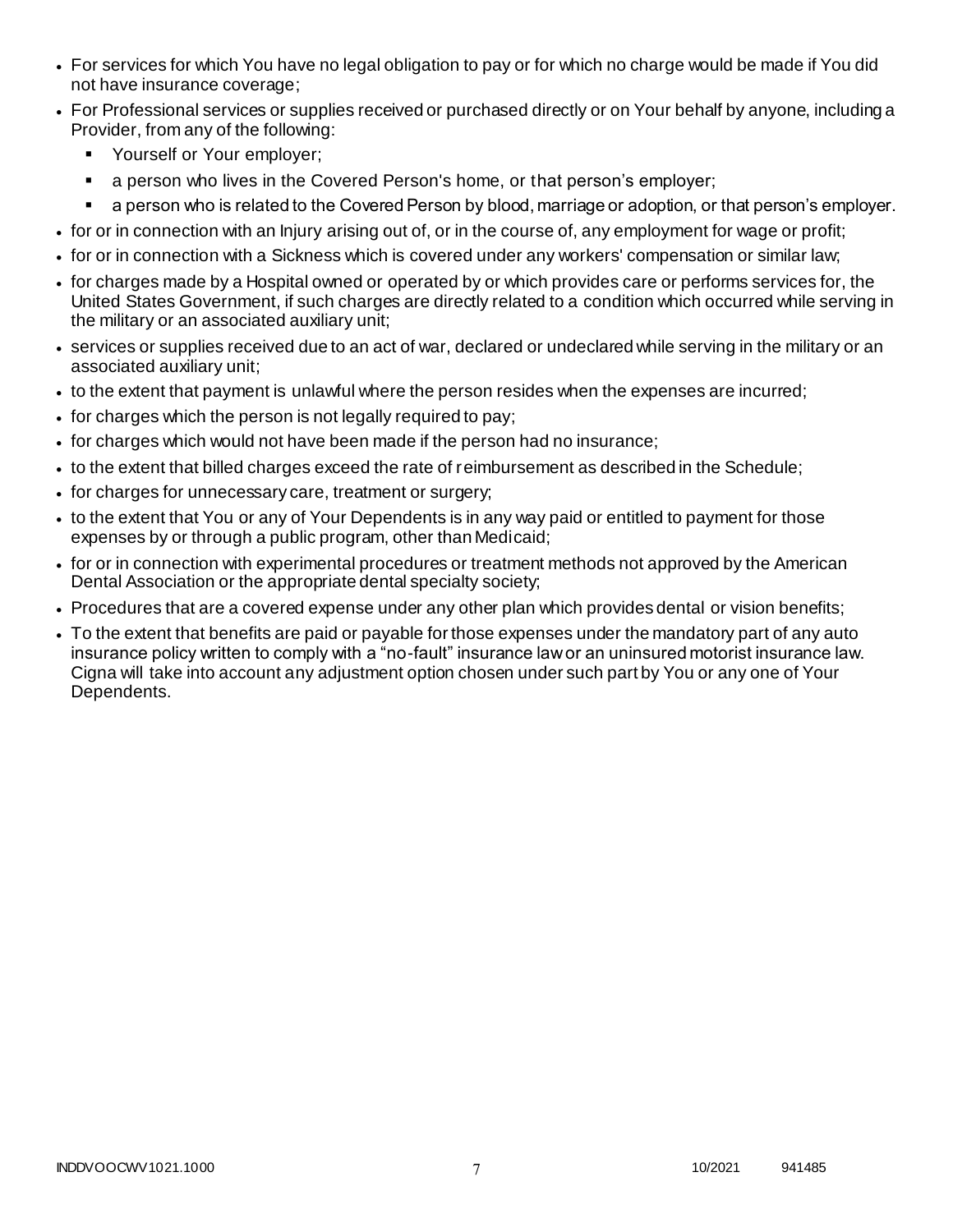- For services for which You have no legal obligation to pay or for which no charge would be made if You did not have insurance coverage;
- For Professional services or supplies received or purchased directly or on Your behalf by anyone, including a Provider, from any of the following:
  - Yourself or Your employer;
  - a person who lives in the Covered Person's home, or that person's employer;
  - a person who is related to the Covered Person by blood, marriage or adoption, or that person's employer.
- for or in connection with an Injury arising out of, or in the course of, any employment for wage or profit;
- for or in connection with a Sickness which is covered under any workers' compensation or similar law;
- for charges made by a Hospital owned or operated by or which provides care or performs services for, the United States Government, if such charges are directly related to a condition which occurred while serving in the military or an associated auxiliary unit;
- services or supplies received due to an act of war, declared or undeclared while serving in the military or an associated auxiliary unit;
- to the extent that payment is unlawful where the person resides when the expenses are incurred;
- for charges which the person is not legally required to pay;
- for charges which would not have been made if the person had no insurance;
- to the extent that billed charges exceed the rate of reimbursement as described in the Schedule;
- for charges for unnecessary care, treatment or surgery;
- to the extent that You or any of Your Dependents is in any way paid or entitled to payment for those expenses by or through a public program, other than Medicaid;
- for or in connection with experimental procedures or treatment methods not approved by the American Dental Association or the appropriate dental specialty society;
- Procedures that are a covered expense under any other plan which provides dental or vision benefits;
- To the extent that benefits are paid or payable for those expenses under the mandatory part of any auto insurance policy written to comply with a "no-fault" insurance law or an uninsured motorist insurance law. Cigna will take into account any adjustment option chosen under such part by You or any one of Your Dependents.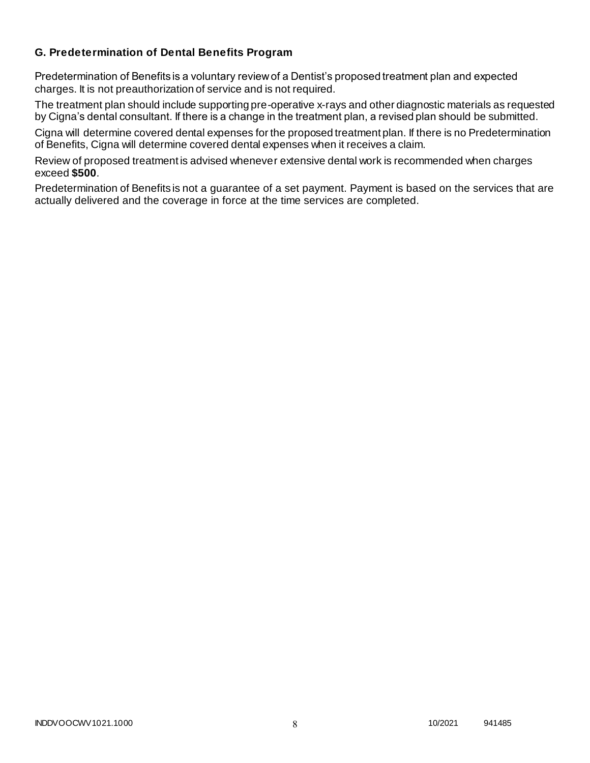### G. Predetermination of Dental Benefits Program

Predetermination of Benefits is a voluntary review of a Dentist's proposed treatment plan and expected charges. It is not preauthorization of service and is not required.

The treatment plan should include supporting pre-operative x-rays and other diagnostic materials as requested by Cigna's dental consultant. If there is a change in the treatment plan, a revised plan should be submitted.

Cigna will determine covered dental expenses for the proposed treatment plan. If there is no Predetermination of Benefits, Cigna will determine covered dental expenses when it receives a claim.

Review of proposed treatment is advised whenever extensive dental work is recommended when charges exceed **$500**.

Predetermination of Benefits is not a guarantee of a set payment. Payment is based on the services that are actually delivered and the coverage in force at the time services are completed.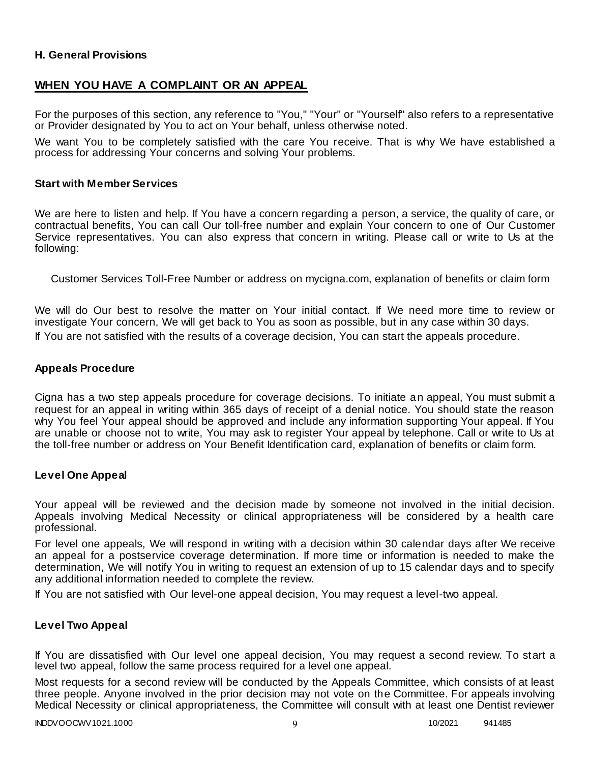**H. General Provisions**

## WHEN YOU HAVE A COMPLAINT OR AN APPEAL

For the purposes of this section, any reference to "You," "Your" or "Yourself" also refers to a representative or Provider designated by You to act on Your behalf, unless otherwise noted.

We want You to be completely satisfied with the care You receive. That is why We have established a process for addressing Your concerns and solving Your problems.

### Start with Member Services

We are here to listen and help. If You have a concern regarding a person, a service, the quality of care, or contractual benefits, You can call Our toll-free number and explain Your concern to one of Our Customer Service representatives. You can also express that concern in writing. Please call or write to Us at the following:

Customer Services Toll-Free Number or address on mycigna.com, explanation of benefits or claim form

We will do Our best to resolve the matter on Your initial contact. If We need more time to review or investigate Your concern, We will get back to You as soon as possible, but in any case within 30 days.

If You are not satisfied with the results of a coverage decision, You can start the appeals procedure.

### Appeals Procedure

Cigna has a two step appeals procedure for coverage decisions. To initiate an appeal, You must submit a request for an appeal in writing within 365 days of receipt of a denial notice. You should state the reason why You feel Your appeal should be approved and include any information supporting Your appeal. If You are unable or choose not to write, You may ask to register Your appeal by telephone. Call or write to Us at the toll-free number or address on Your Benefit Identification card, explanation of benefits or claim form.

### Level One Appeal

Your appeal will be reviewed and the decision made by someone not involved in the initial decision. Appeals involving Medical Necessity or clinical appropriateness will be considered by a health care professional.

For level one appeals, We will respond in writing with a decision within 30 calendar days after We receive an appeal for a postservice coverage determination. If more time or information is needed to make the determination, We will notify You in writing to request an extension of up to 15 calendar days and to specify any additional information needed to complete the review.

If You are not satisfied with Our level-one appeal decision, You may request a level-two appeal.

### Level Two Appeal

If You are dissatisfied with Our level one appeal decision, You may request a second review. To start a level two appeal, follow the same process required for a level one appeal.

Most requests for a second review will be conducted by the Appeals Committee, which consists of at least three people. Anyone involved in the prior decision may not vote on the Committee. For appeals involving Medical Necessity or clinical appropriateness, the Committee will consult with at least one Dentist reviewer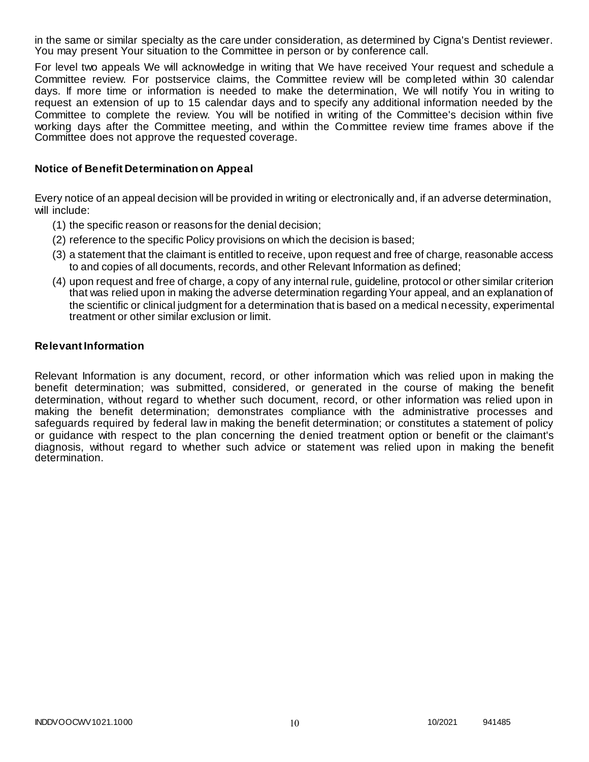in the same or similar specialty as the care under consideration, as determined by Cigna's Dentist reviewer. You may present Your situation to the Committee in person or by conference call.

For level two appeals We will acknowledge in writing that We have received Your request and schedule a Committee review. For postservice claims, the Committee review will be completed within 30 calendar days. If more time or information is needed to make the determination, We will notify You in writing to request an extension of up to 15 calendar days and to specify any additional information needed by the Committee to complete the review. You will be notified in writing of the Committee's decision within five working days after the Committee meeting, and within the Committee review time frames above if the Committee does not approve the requested coverage.

### Notice of Benefit Determination on Appeal

Every notice of an appeal decision will be provided in writing or electronically and, if an adverse determination, will include:

(1) the specific reason or reasons for the denial decision;

(2) reference to the specific Policy provisions on which the decision is based;

(3) a statement that the claimant is entitled to receive, upon request and free of charge, reasonable access to and copies of all documents, records, and other Relevant Information as defined;

(4) upon request and free of charge, a copy of any internal rule, guideline, protocol or other similar criterion that was relied upon in making the adverse determination regarding Your appeal, and an explanation of the scientific or clinical judgment for a determination that is based on a medical necessity, experimental treatment or other similar exclusion or limit.

### Relevant Information

Relevant Information is any document, record, or other information which was relied upon in making the benefit determination; was submitted, considered, or generated in the course of making the benefit determination, without regard to whether such document, record, or other information was relied upon in making the benefit determination; demonstrates compliance with the administrative processes and safeguards required by federal law in making the benefit determination; or constitutes a statement of policy or guidance with respect to the plan concerning the denied treatment option or benefit or the claimant's diagnosis, without regard to whether such advice or statement was relied upon in making the benefit determination.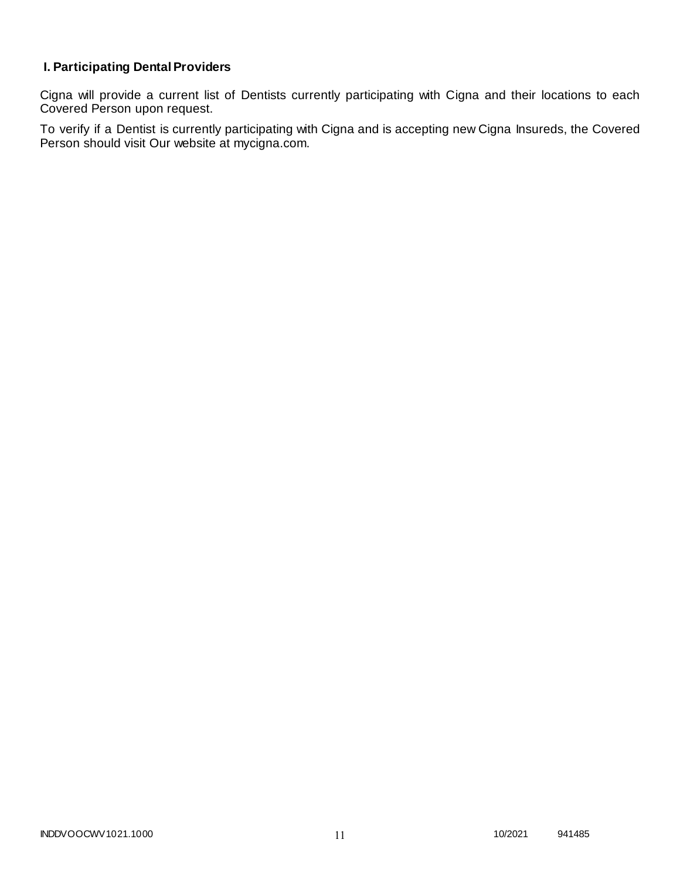## I. Participating Dental Providers

Cigna will provide a current list of Dentists currently participating with Cigna and their locations to each Covered Person upon request.

To verify if a Dentist is currently participating with Cigna and is accepting new Cigna Insureds, the Covered Person should visit Our website at mycigna.com.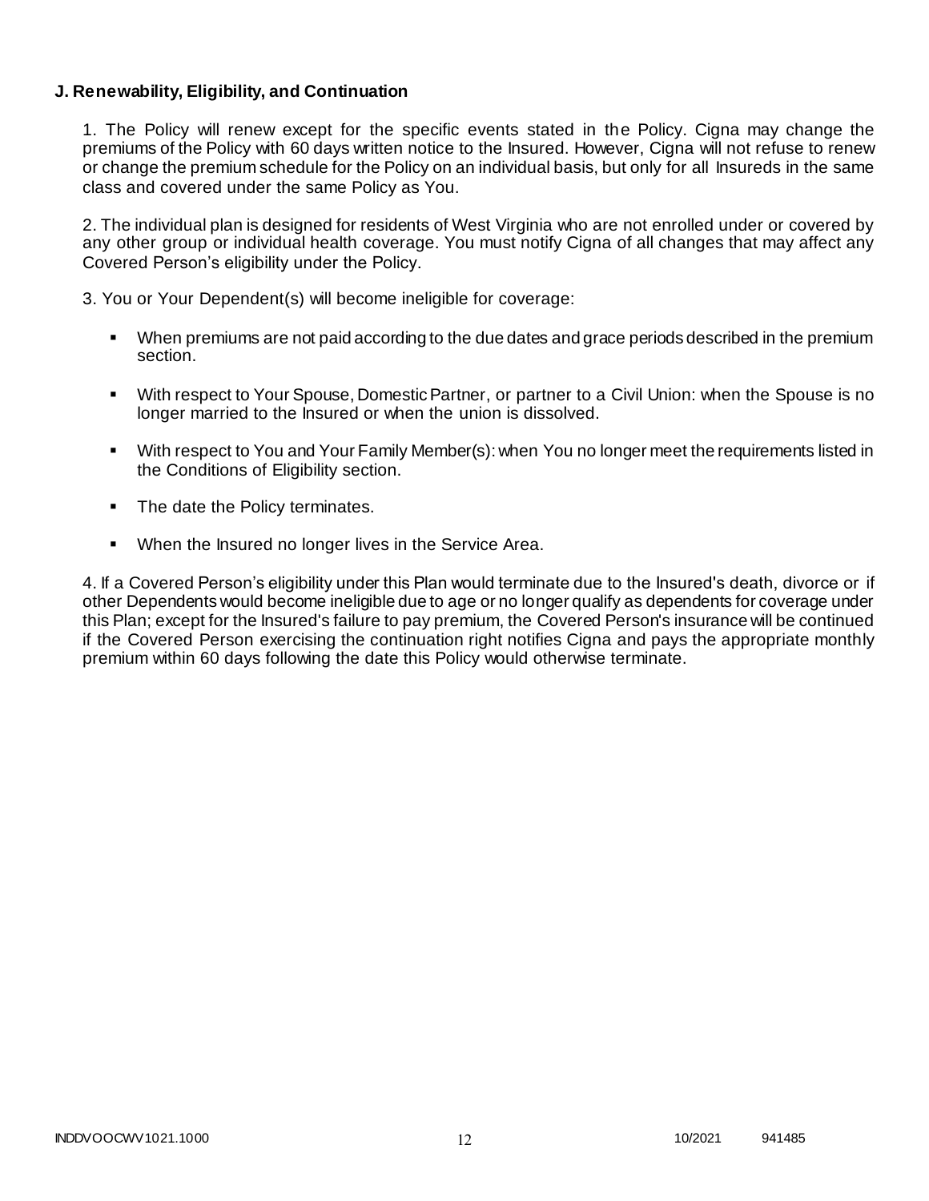### J. Renewability, Eligibility, and Continuation

1. The Policy will renew except for the specific events stated in the Policy. Cigna may change the premiums of the Policy with 60 days written notice to the Insured. However, Cigna will not refuse to renew or change the premium schedule for the Policy on an individual basis, but only for all Insureds in the same class and covered under the same Policy as You.

2. The individual plan is designed for residents of West Virginia who are not enrolled under or covered by any other group or individual health coverage. You must notify Cigna of all changes that may affect any Covered Person's eligibility under the Policy.

3. You or Your Dependent(s) will become ineligible for coverage:

- When premiums are not paid according to the due dates and grace periods described in the premium section.
- With respect to Your Spouse, Domestic Partner, or partner to a Civil Union: when the Spouse is no longer married to the Insured or when the union is dissolved.
- With respect to You and Your Family Member(s): when You no longer meet the requirements listed in the Conditions of Eligibility section.
- The date the Policy terminates.
- When the Insured no longer lives in the Service Area.

4. If a Covered Person's eligibility under this Plan would terminate due to the Insured's death, divorce or if other Dependents would become ineligible due to age or no longer qualify as dependents for coverage under this Plan; except for the Insured's failure to pay premium, the Covered Person's insurance will be continued if the Covered Person exercising the continuation right notifies Cigna and pays the appropriate monthly premium within 60 days following the date this Policy would otherwise terminate.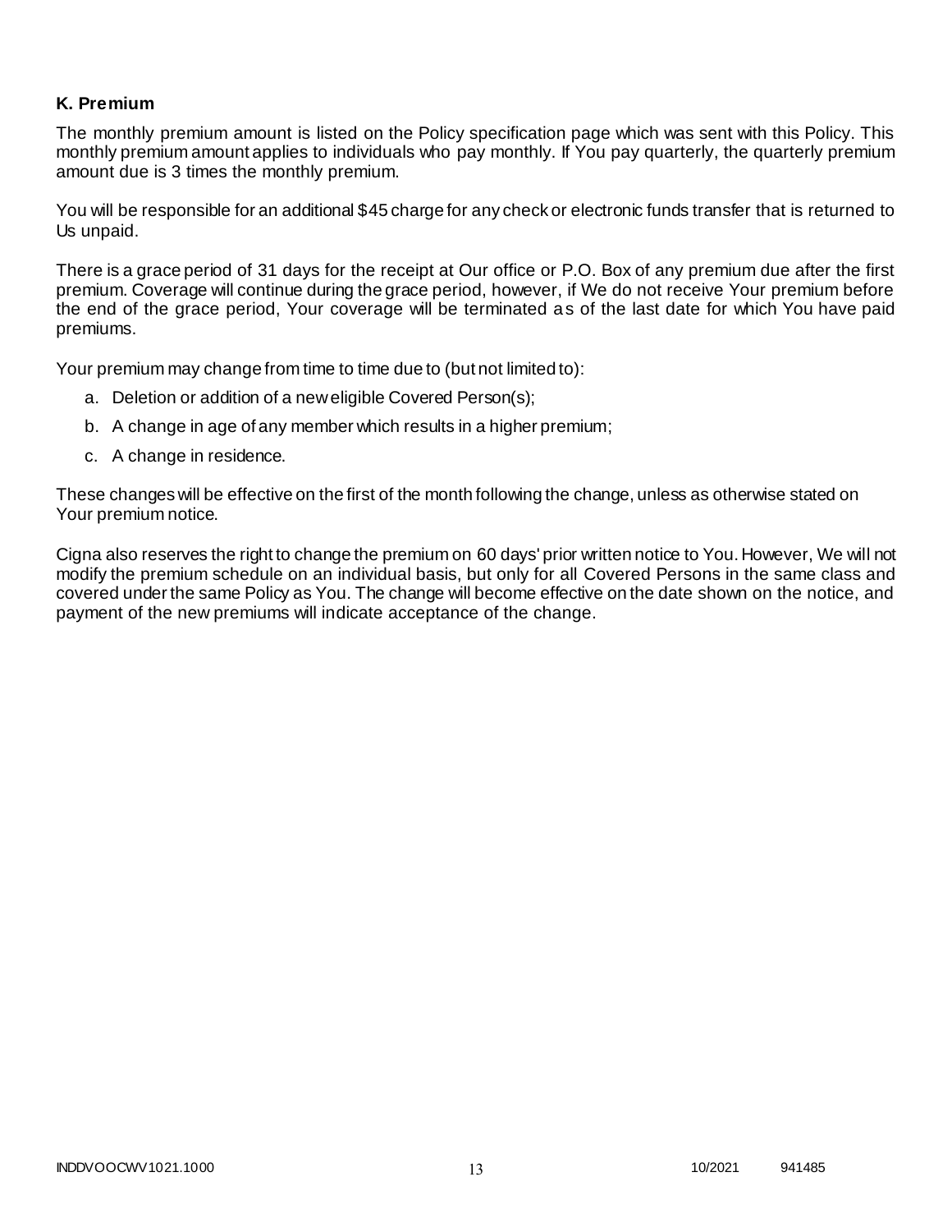### K. Premium

The monthly premium amount is listed on the Policy specification page which was sent with this Policy. This monthly premium amount applies to individuals who pay monthly. If You pay quarterly, the quarterly premium amount due is 3 times the monthly premium.

You will be responsible for an additional $45 charge for any check or electronic funds transfer that is returned to Us unpaid.

There is a grace period of 31 days for the receipt at Our office or P.O. Box of any premium due after the first premium. Coverage will continue during the grace period, however, if We do not receive Your premium before the end of the grace period, Your coverage will be terminated as of the last date for which You have paid premiums.

Your premium may change from time to time due to (but not limited to):

a. Deletion or addition of a new eligible Covered Person(s);
b. A change in age of any member which results in a higher premium;
c. A change in residence.

These changes will be effective on the first of the month following the change, unless as otherwise stated on Your premium notice.

Cigna also reserves the right to change the premium on 60 days' prior written notice to You. However, We will not modify the premium schedule on an individual basis, but only for all Covered Persons in the same class and covered under the same Policy as You. The change will become effective on the date shown on the notice, and payment of the new premiums will indicate acceptance of the change.